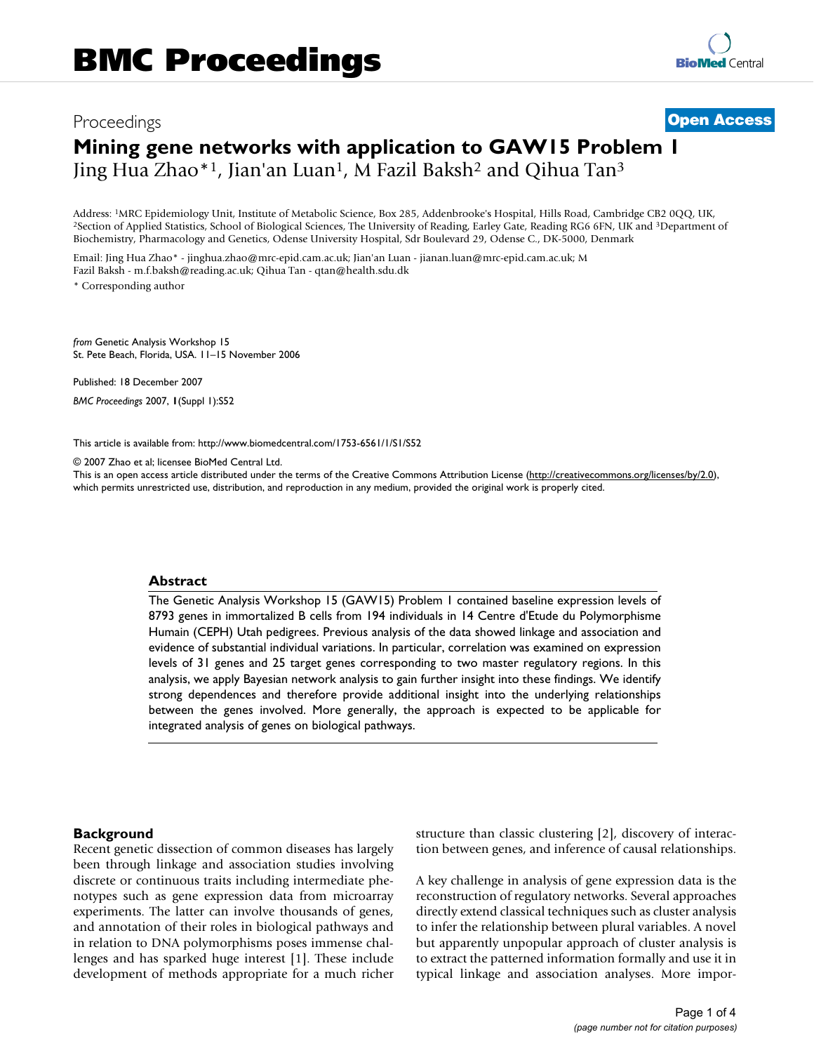# BMC Proceedings

Proceedings **Open Access**

## Mining gene networks with application to GAW15 Problem 1

Jing Hua Zhao*[1], Jian'an Luan[1], M Fazil Baksh[2] and Qihua Tan[3]

Address: [1]MRC Epidemiology Unit, Institute of Metabolic Science, Box 285, Addenbrooke's Hospital, Hills Road, Cambridge CB2 0QQ, UK, [2]Section of Applied Statistics, School of Biological Sciences, The University of Reading, Earley Gate, Reading RG6 6FN, UK and [3]Department of Biochemistry, Pharmacology and Genetics, Odense University Hospital, Sdr Boulevard 29, Odense C., DK-5000, Denmark

Email: Jing Hua Zhao* - jinghua.zhao@mrc-epid.cam.ac.uk; Jian'an Luan - jianan.luan@mrc-epid.cam.ac.uk; M Fazil Baksh - m.f.baksh@reading.ac.uk; Qihua Tan - qtan@health.sdu.dk

* Corresponding author

*from* Genetic Analysis Workshop 15
St. Pete Beach, Florida, USA. 11–15 November 2006

Published: 18 December 2007

*BMC Proceedings* 2007, **1**(Suppl 1):S52

This article is available from: http://www.biomedcentral.com/1753-6561/1/S1/S52

© 2007 Zhao et al; licensee BioMed Central Ltd.
This is an open access article distributed under the terms of the Creative Commons Attribution License (http://creativecommons.org/licenses/by/2.0), which permits unrestricted use, distribution, and reproduction in any medium, provided the original work is properly cited.

### Abstract

The Genetic Analysis Workshop 15 (GAW15) Problem 1 contained baseline expression levels of 8793 genes in immortalized B cells from 194 individuals in 14 Centre d'Etude du Polymorphisme Humain (CEPH) Utah pedigrees. Previous analysis of the data showed linkage and association and evidence of substantial individual variations. In particular, correlation was examined on expression levels of 31 genes and 25 target genes corresponding to two master regulatory regions. In this analysis, we apply Bayesian network analysis to gain further insight into these findings. We identify strong dependences and therefore provide additional insight into the underlying relationships between the genes involved. More generally, the approach is expected to be applicable for integrated analysis of genes on biological pathways.

## Background

Recent genetic dissection of common diseases has largely been through linkage and association studies involving discrete or continuous traits including intermediate phenotypes such as gene expression data from microarray experiments. The latter can involve thousands of genes, and annotation of their roles in biological pathways and in relation to DNA polymorphisms poses immense challenges and has sparked huge interest [1]. These include development of methods appropriate for a much richer structure than classic clustering [2], discovery of interaction between genes, and inference of causal relationships.

A key challenge in analysis of gene expression data is the reconstruction of regulatory networks. Several approaches directly extend classical techniques such as cluster analysis to infer the relationship between plural variables. A novel but apparently unpopular approach of cluster analysis is to extract the patterned information formally and use it in typical linkage and association analyses. More impor-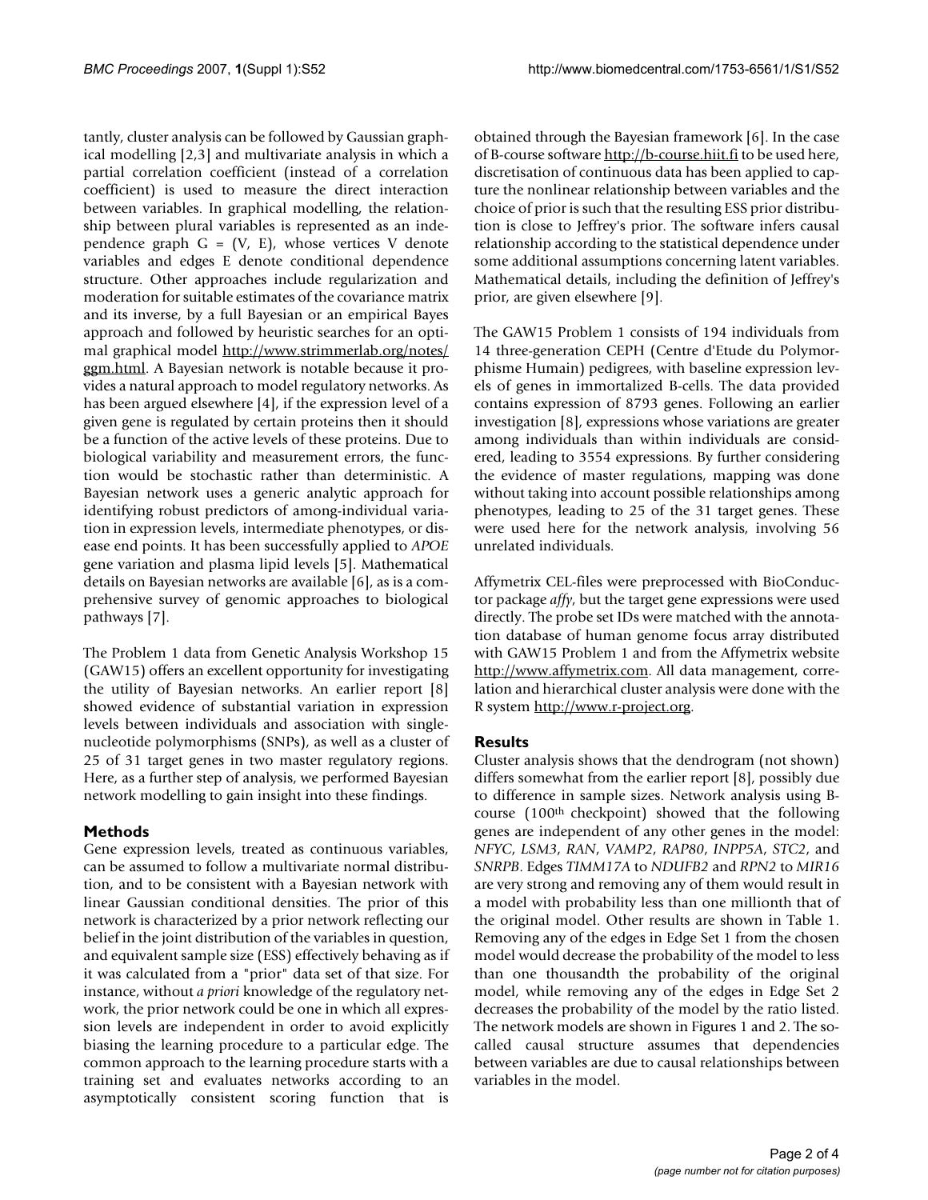tantly, cluster analysis can be followed by Gaussian graphical modelling [2,3] and multivariate analysis in which a partial correlation coefficient (instead of a correlation coefficient) is used to measure the direct interaction between variables. In graphical modelling, the relationship between plural variables is represented as an independence graph G = (V, E), whose vertices V denote variables and edges E denote conditional dependence structure. Other approaches include regularization and moderation for suitable estimates of the covariance matrix and its inverse, by a full Bayesian or an empirical Bayes approach and followed by heuristic searches for an optimal graphical model http://www.strimmerlab.org/notes/ggm.html. A Bayesian network is notable because it provides a natural approach to model regulatory networks. As has been argued elsewhere [4], if the expression level of a given gene is regulated by certain proteins then it should be a function of the active levels of these proteins. Due to biological variability and measurement errors, the function would be stochastic rather than deterministic. A Bayesian network uses a generic analytic approach for identifying robust predictors of among-individual variation in expression levels, intermediate phenotypes, or disease end points. It has been successfully applied to *APOE* gene variation and plasma lipid levels [5]. Mathematical details on Bayesian networks are available [6], as is a comprehensive survey of genomic approaches to biological pathways [7].

The Problem 1 data from Genetic Analysis Workshop 15 (GAW15) offers an excellent opportunity for investigating the utility of Bayesian networks. An earlier report [8] showed evidence of substantial variation in expression levels between individuals and association with single-nucleotide polymorphisms (SNPs), as well as a cluster of 25 of 31 target genes in two master regulatory regions. Here, as a further step of analysis, we performed Bayesian network modelling to gain insight into these findings.

## Methods

Gene expression levels, treated as continuous variables, can be assumed to follow a multivariate normal distribution, and to be consistent with a Bayesian network with linear Gaussian conditional densities. The prior of this network is characterized by a prior network reflecting our belief in the joint distribution of the variables in question, and equivalent sample size (ESS) effectively behaving as if it was calculated from a "prior" data set of that size. For instance, without *a priori* knowledge of the regulatory network, the prior network could be one in which all expression levels are independent in order to avoid explicitly biasing the learning procedure to a particular edge. The common approach to the learning procedure starts with a training set and evaluates networks according to an asymptotically consistent scoring function that is obtained through the Bayesian framework [6]. In the case of B-course software http://b-course.hiit.fi to be used here, discretisation of continuous data has been applied to capture the nonlinear relationship between variables and the choice of prior is such that the resulting ESS prior distribution is close to Jeffrey's prior. The software infers causal relationship according to the statistical dependence under some additional assumptions concerning latent variables. Mathematical details, including the definition of Jeffrey's prior, are given elsewhere [9].

The GAW15 Problem 1 consists of 194 individuals from 14 three-generation CEPH (Centre d'Etude du Polymorphisme Humain) pedigrees, with baseline expression levels of genes in immortalized B-cells. The data provided contains expression of 8793 genes. Following an earlier investigation [8], expressions whose variations are greater among individuals than within individuals are considered, leading to 3554 expressions. By further considering the evidence of master regulations, mapping was done without taking into account possible relationships among phenotypes, leading to 25 of the 31 target genes. These were used here for the network analysis, involving 56 unrelated individuals.

Affymetrix CEL-files were preprocessed with BioConductor package *affy*, but the target gene expressions were used directly. The probe set IDs were matched with the annotation database of human genome focus array distributed with GAW15 Problem 1 and from the Affymetrix website http://www.affymetrix.com. All data management, correlation and hierarchical cluster analysis were done with the R system http://www.r-project.org.

## Results

Cluster analysis shows that the dendrogram (not shown) differs somewhat from the earlier report [8], possibly due to difference in sample sizes. Network analysis using B-course (100th checkpoint) showed that the following genes are independent of any other genes in the model: *NFYC*, *LSM3*, *RAN*, *VAMP2*, *RAP80*, *INPP5A*, *STC2*, and *SNRPB*. Edges *TIMM17A* to *NDUFB2* and *RPN2* to *MIR16* are very strong and removing any of them would result in a model with probability less than one millionth that of the original model. Other results are shown in Table 1. Removing any of the edges in Edge Set 1 from the chosen model would decrease the probability of the model to less than one thousandth the probability of the original model, while removing any of the edges in Edge Set 2 decreases the probability of the model by the ratio listed. The network models are shown in Figures 1 and 2. The so-called causal structure assumes that dependencies between variables are due to causal relationships between variables in the model.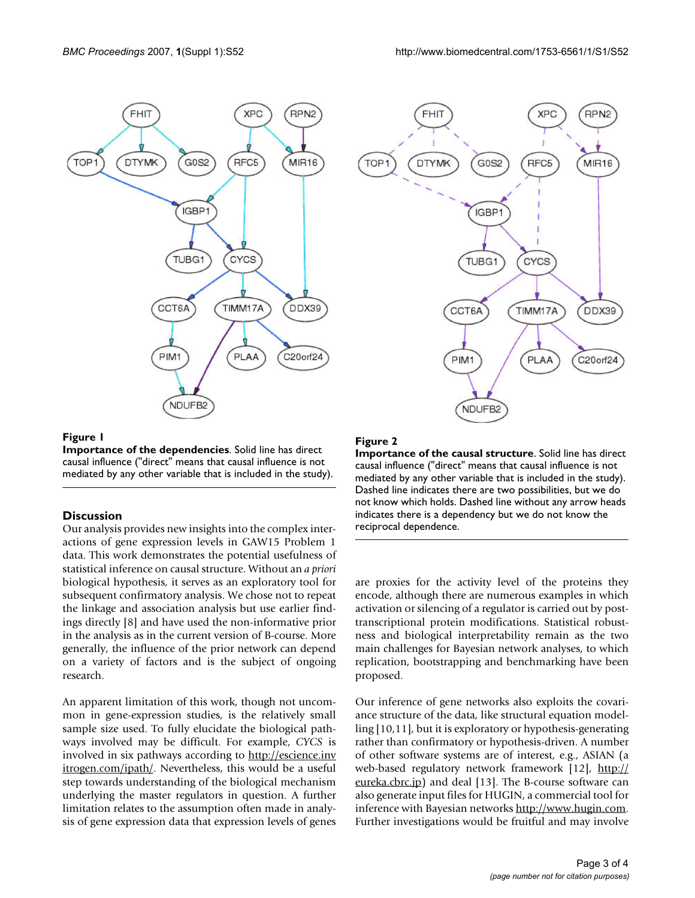**Figure 1**

**Importance of the dependencies**. Solid line has direct causal influence ("direct" means that causal influence is not mediated by any other variable that is included in the study).

**Figure 2**

**Importance of the causal structure**. Solid line has direct causal influence ("direct" means that causal influence is not mediated by any other variable that is included in the study). Dashed line indicates there are two possibilities, but we do not know which holds. Dashed line without any arrow heads indicates there is a dependency but we do not know the reciprocal dependence.

## Discussion

Our analysis provides new insights into the complex interactions of gene expression levels in GAW15 Problem 1 data. This work demonstrates the potential usefulness of statistical inference on causal structure. Without an *a priori* biological hypothesis, it serves as an exploratory tool for subsequent confirmatory analysis. We chose not to repeat the linkage and association analysis but use earlier findings directly [8] and have used the non-informative prior in the analysis as in the current version of B-course. More generally, the influence of the prior network can depend on a variety of factors and is the subject of ongoing research.

An apparent limitation of this work, though not uncommon in gene-expression studies, is the relatively small sample size used. To fully elucidate the biological pathways involved may be difficult. For example, *CYCS* is involved in six pathways according to http://escience.invitrogen.com/ipath/. Nevertheless, this would be a useful step towards understanding of the biological mechanism underlying the master regulators in question. A further limitation relates to the assumption often made in analysis of gene expression data that expression levels of genes are proxies for the activity level of the proteins they encode, although there are numerous examples in which activation or silencing of a regulator is carried out by post-transcriptional protein modifications. Statistical robustness and biological interpretability remain as the two main challenges for Bayesian network analyses, to which replication, bootstrapping and benchmarking have been proposed.

Our inference of gene networks also exploits the covariance structure of the data, like structural equation modelling [10,11], but it is exploratory or hypothesis-generating rather than confirmatory or hypothesis-driven. A number of other software systems are of interest, e.g., ASIAN (a web-based regulatory network framework [12], http://eureka.cbrc.jp) and deal [13]. The B-course software can also generate input files for HUGIN, a commercial tool for inference with Bayesian networks http://www.hugin.com. Further investigations would be fruitful and may involve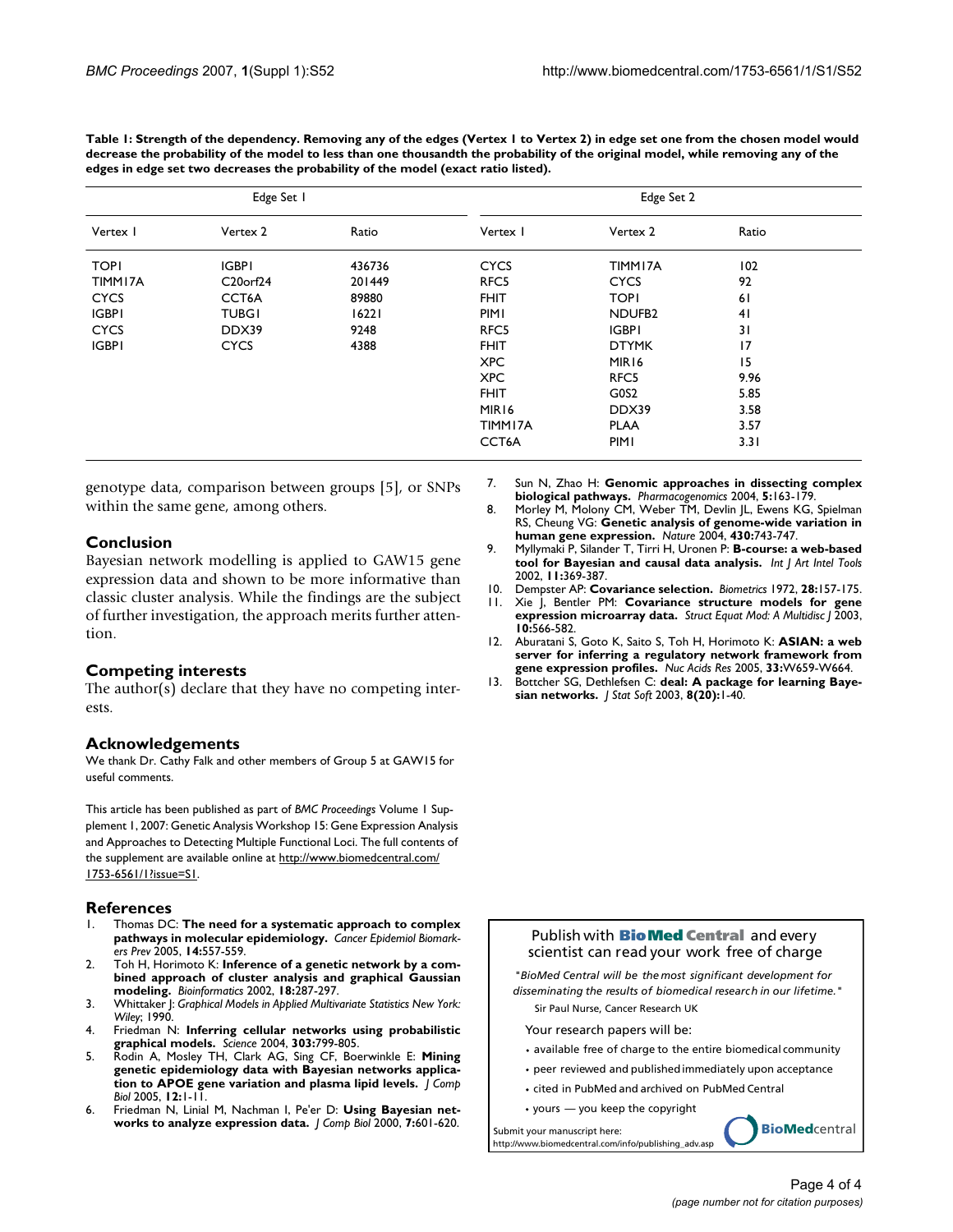**Table 1: Strength of the dependency. Removing any of the edges (Vertex 1 to Vertex 2) in edge set one from the chosen model would decrease the probability of the model to less than one thousandth the probability of the original model, while removing any of the edges in edge set two decreases the probability of the model (exact ratio listed).**

| Edge Set 1 | | | Edge Set 2 | | |
|---|---|---|---|---|---|
| Vertex 1 | Vertex 2 | Ratio | Vertex 1 | Vertex 2 | Ratio |
| TOP1 | IGBP1 | 436736 | CYCS | TIMM17A | 102 |
| TIMM17A | C20orf24 | 201449 | RFC5 | CYCS | 92 |
| CYCS | CCT6A | 89880 | FHIT | TOP1 | 61 |
| IGBP1 | TUBG1 | 16221 | PIM1 | NDUFB2 | 41 |
| CYCS | DDX39 | 9248 | RFC5 | IGBP1 | 31 |
| IGBP1 | CYCS | 4388 | FHIT | DTYMK | 17 |
| | | | XPC | MIR16 | 15 |
| | | | XPC | RFC5 | 9.96 |
| | | | FHIT | G0S2 | 5.85 |
| | | | MIR16 | DDX39 | 3.58 |
| | | | TIMM17A | PLAA | 3.57 |
| | | | CCT6A | PIM1 | 3.31 |

genotype data, comparison between groups [5], or SNPs within the same gene, among others.

## Conclusion

Bayesian network modelling is applied to GAW15 gene expression data and shown to be more informative than classic cluster analysis. While the findings are the subject of further investigation, the approach merits further attention.

## Competing interests

The author(s) declare that they have no competing interests.

## Acknowledgements

We thank Dr. Cathy Falk and other members of Group 5 at GAW15 for useful comments.

This article has been published as part of *BMC Proceedings* Volume 1 Supplement 1, 2007: Genetic Analysis Workshop 15: Gene Expression Analysis and Approaches to Detecting Multiple Functional Loci. The full contents of the supplement are available online at http://www.biomedcentral.com/1753-6561/1?issue=S1.

## References

1. Thomas DC: **The need for a systematic approach to complex pathways in molecular epidemiology.** *Cancer Epidemiol Biomarkers Prev* 2005, **14:**557-559.
2. Toh H, Horimoto K: **Inference of a genetic network by a combined approach of cluster analysis and graphical Gaussian modeling.** *Bioinformatics* 2002, **18:**287-297.
3. Whittaker J: *Graphical Models in Applied Multivariate Statistics New York: Wiley*; 1990.
4. Friedman N: **Inferring cellular networks using probabilistic graphical models.** *Science* 2004, **303:**799-805.
5. Rodin A, Mosley TH, Clark AG, Sing CF, Boerwinkle E: **Mining genetic epidemiology data with Bayesian networks application to APOE gene variation and plasma lipid levels.** *J Comp Biol* 2005, **12:**1-11.
6. Friedman N, Linial M, Nachman I, Pe'er D: **Using Bayesian networks to analyze expression data.** *J Comp Biol* 2000, **7:**601-620.
7. Sun N, Zhao H: **Genomic approaches in dissecting complex biological pathways.** *Pharmacogenomics* 2004, **5:**163-179.
8. Morley M, Molony CM, Weber TM, Devlin JL, Ewens KG, Spielman RS, Cheung VG: **Genetic analysis of genome-wide variation in human gene expression.** *Nature* 2004, **430:**743-747.
9. Myllymaki P, Silander T, Tirri H, Uronen P: **B-course: a web-based tool for Bayesian and causal data analysis.** *Int J Art Intel Tools* 2002, **11:**369-387.
10. Dempster AP: **Covariance selection.** *Biometrics* 1972, **28:**157-175.
11. Xie J, Bentler PM: **Covariance structure models for gene expression microarray data.** *Struct Equat Mod: A Multidisc J* 2003, **10:**566-582.
12. Aburatani S, Goto K, Saito S, Toh H, Horimoto K: **ASIAN: a web server for inferring a regulatory network framework from gene expression profiles.** *Nuc Acids Res* 2005, **33:**W659-W664.
13. Bottcher SG, Dethlefsen C: **deal: A package for learning Bayesian networks.** *J Stat Soft* 2003, **8(20):**1-40.

Publish with **BioMed Central** and every scientist can read your work free of charge

*"BioMed Central will be the most significant development for disseminating the results of biomedical research in our lifetime."*

Sir Paul Nurse, Cancer Research UK

Your research papers will be:

- available free of charge to the entire biomedical community
- peer reviewed and published immediately upon acceptance
- cited in PubMed and archived on PubMed Central
- yours — you keep the copyright

Submit your manuscript here:
http://www.biomedcentral.com/info/publishing_adv.asp

BioMedcentral